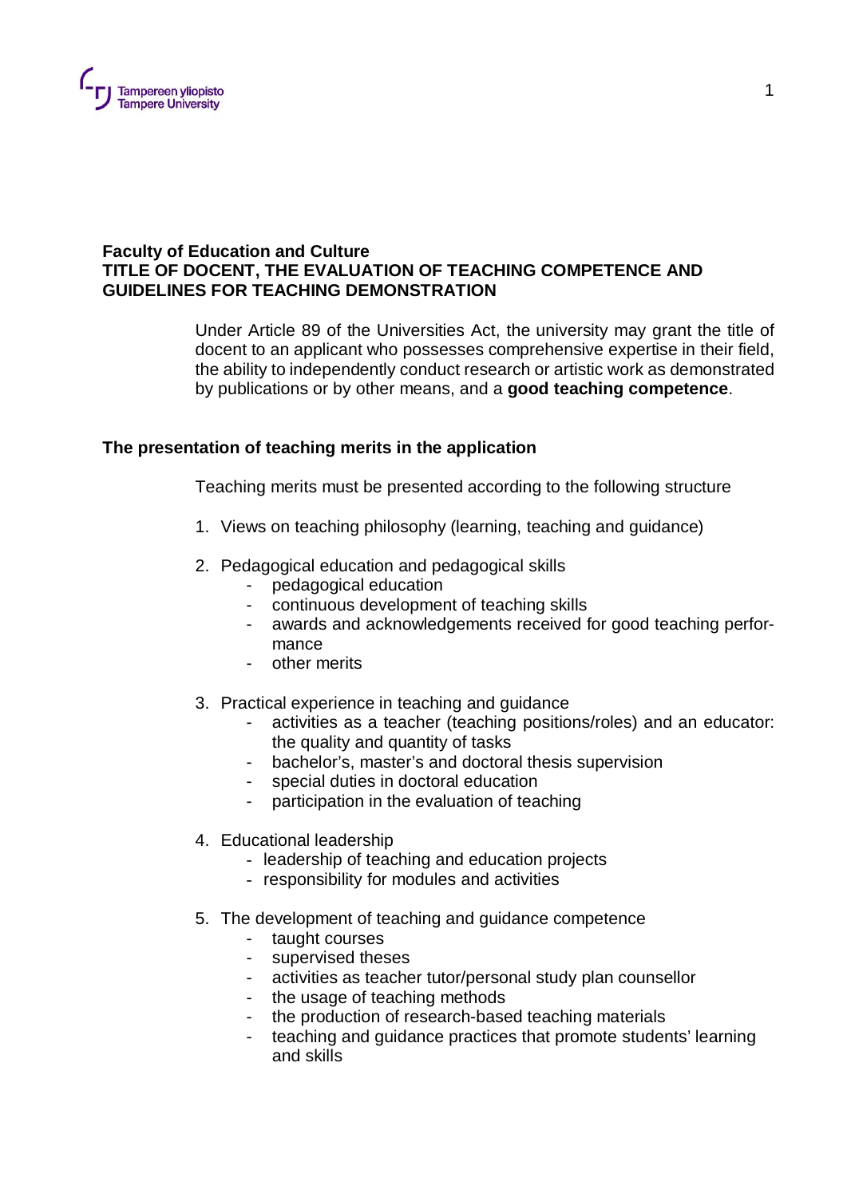**Faculty of Education and Culture**
**TITLE OF DOCENT, THE EVALUATION OF TEACHING COMPETENCE AND GUIDELINES FOR TEACHING DEMONSTRATION**

Under Article 89 of the Universities Act, the university may grant the title of docent to an applicant who possesses comprehensive expertise in their field, the ability to independently conduct research or artistic work as demonstrated by publications or by other means, and a **good teaching competence**.

## The presentation of teaching merits in the application

Teaching merits must be presented according to the following structure

1. Views on teaching philosophy (learning, teaching and guidance)

2. Pedagogical education and pedagogical skills
    - pedagogical education
    - continuous development of teaching skills
    - awards and acknowledgements received for good teaching performance
    - other merits

3. Practical experience in teaching and guidance
    - activities as a teacher (teaching positions/roles) and an educator: the quality and quantity of tasks
    - bachelor's, master's and doctoral thesis supervision
    - special duties in doctoral education
    - participation in the evaluation of teaching

4. Educational leadership
    - leadership of teaching and education projects
    - responsibility for modules and activities

5. The development of teaching and guidance competence
    - taught courses
    - supervised theses
    - activities as teacher tutor/personal study plan counsellor
    - the usage of teaching methods
    - the production of research-based teaching materials
    - teaching and guidance practices that promote students' learning and skills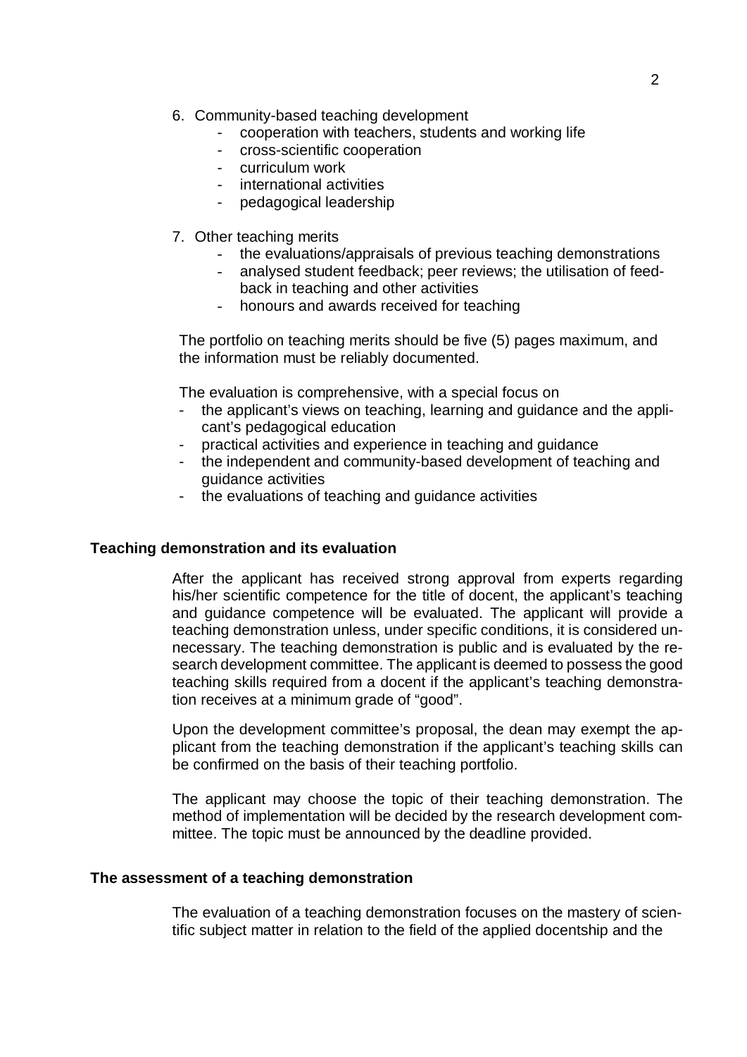6. Community-based teaching development
    - cooperation with teachers, students and working life
    - cross-scientific cooperation
    - curriculum work
    - international activities
    - pedagogical leadership

7. Other teaching merits
    - the evaluations/appraisals of previous teaching demonstrations
    - analysed student feedback; peer reviews; the utilisation of feedback in teaching and other activities
    - honours and awards received for teaching

The portfolio on teaching merits should be five (5) pages maximum, and the information must be reliably documented.

The evaluation is comprehensive, with a special focus on

- the applicant's views on teaching, learning and guidance and the applicant's pedagogical education
- practical activities and experience in teaching and guidance
- the independent and community-based development of teaching and guidance activities
- the evaluations of teaching and guidance activities

**Teaching demonstration and its evaluation**

After the applicant has received strong approval from experts regarding his/her scientific competence for the title of docent, the applicant's teaching and guidance competence will be evaluated. The applicant will provide a teaching demonstration unless, under specific conditions, it is considered unnecessary. The teaching demonstration is public and is evaluated by the research development committee. The applicant is deemed to possess the good teaching skills required from a docent if the applicant's teaching demonstration receives at a minimum grade of "good".

Upon the development committee's proposal, the dean may exempt the applicant from the teaching demonstration if the applicant's teaching skills can be confirmed on the basis of their teaching portfolio.

The applicant may choose the topic of their teaching demonstration. The method of implementation will be decided by the research development committee. The topic must be announced by the deadline provided.

**The assessment of a teaching demonstration**

The evaluation of a teaching demonstration focuses on the mastery of scientific subject matter in relation to the field of the applied docentship and the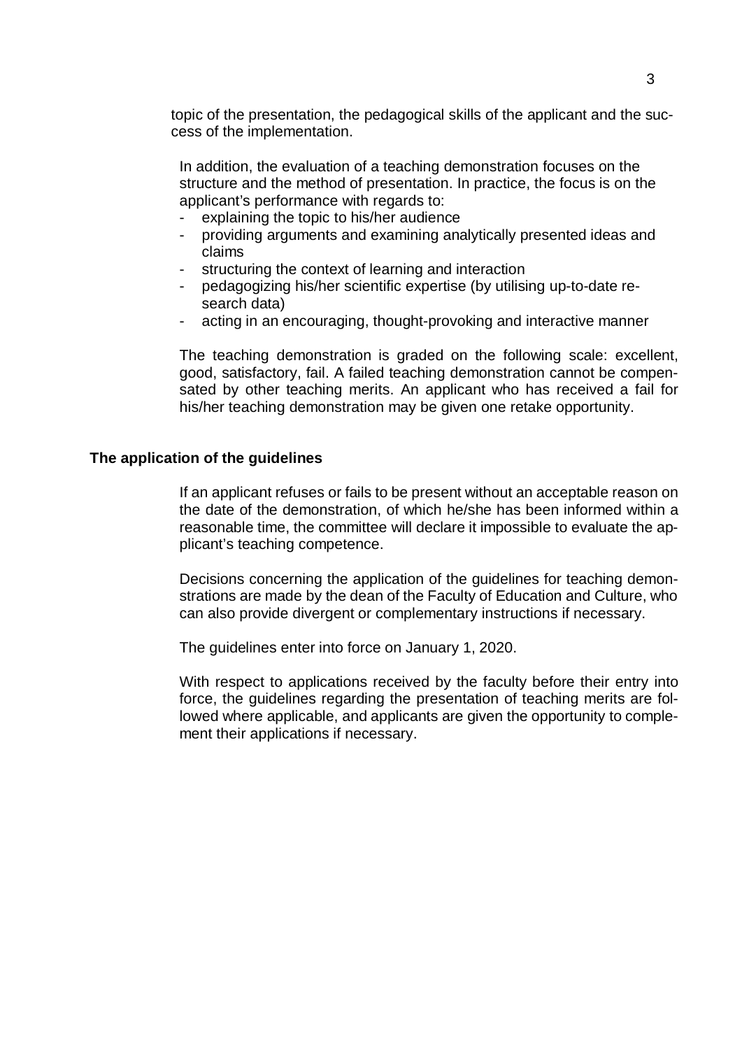topic of the presentation, the pedagogical skills of the applicant and the success of the implementation.

In addition, the evaluation of a teaching demonstration focuses on the structure and the method of presentation. In practice, the focus is on the applicant's performance with regards to:

- explaining the topic to his/her audience
- providing arguments and examining analytically presented ideas and claims
- structuring the context of learning and interaction
- pedagogizing his/her scientific expertise (by utilising up-to-date research data)
- acting in an encouraging, thought-provoking and interactive manner

The teaching demonstration is graded on the following scale: excellent, good, satisfactory, fail. A failed teaching demonstration cannot be compensated by other teaching merits. An applicant who has received a fail for his/her teaching demonstration may be given one retake opportunity.

## The application of the guidelines

If an applicant refuses or fails to be present without an acceptable reason on the date of the demonstration, of which he/she has been informed within a reasonable time, the committee will declare it impossible to evaluate the applicant's teaching competence.

Decisions concerning the application of the guidelines for teaching demonstrations are made by the dean of the Faculty of Education and Culture, who can also provide divergent or complementary instructions if necessary.

The guidelines enter into force on January 1, 2020.

With respect to applications received by the faculty before their entry into force, the guidelines regarding the presentation of teaching merits are followed where applicable, and applicants are given the opportunity to complement their applications if necessary.